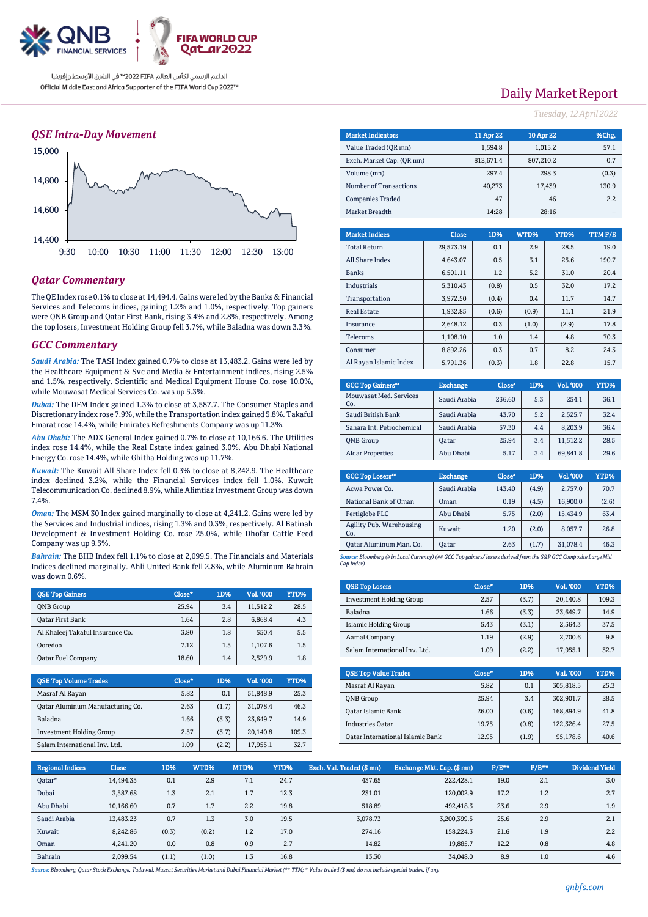Official Middle East and Africa Supporter of the FIFA World Cup 2022™

الداعم الرسمي لكأس العالم FIFA 2022™ في الشرق الأوسط وإفريقيا

# Daily Market Report

*Tuesday, 12 April 2022*

## QSE Intra-Day Movement

## Qatar Commentary

The QE Index rose 0.1% to close at 14,494.4. Gains were led by the Banks & Financial Services and Telecoms indices, gaining 1.2% and 1.0%, respectively. Top gainers were QNB Group and Qatar First Bank, rising 3.4% and 2.8%, respectively. Among the top losers, Investment Holding Group fell 3.7%, while Baladna was down 3.3%.

## GCC Commentary

***Saudi Arabia:*** The TASI Index gained 0.7% to close at 13,483.2. Gains were led by the Healthcare Equipment & Svc and Media & Entertainment indices, rising 2.5% and 1.5%, respectively. Scientific and Medical Equipment House Co. rose 10.0%, while Mouwasat Medical Services Co. was up 5.3%.

***Dubai:*** The DFM Index gained 1.3% to close at 3,587.7. The Consumer Staples and Discretionary index rose 7.9%, while the Transportation index gained 5.8%. Takaful Emarat rose 14.4%, while Emirates Refreshments Company was up 11.3%.

***Abu Dhabi:*** The ADX General Index gained 0.7% to close at 10,166.6. The Utilities index rose 14.4%, while the Real Estate index gained 3.0%. Abu Dhabi National Energy Co. rose 14.4%, while Ghitha Holding was up 11.7%.

***Kuwait:*** The Kuwait All Share Index fell 0.3% to close at 8,242.9. The Healthcare index declined 3.2%, while the Financial Services index fell 1.0%. Kuwait Telecommunication Co. declined 8.9%, while Alimtiaz Investment Group was down 7.4%.

***Oman:*** The MSM 30 Index gained marginally to close at 4,241.2. Gains were led by the Services and Industrial indices, rising 1.3% and 0.3%, respectively. Al Batinah Development & Investment Holding Co. rose 25.0%, while Dhofar Cattle Feed Company was up 9.5%.

***Bahrain:*** The BHB Index fell 1.1% to close at 2,099.5. The Financials and Materials Indices declined marginally. Ahli United Bank fell 2.8%, while Aluminum Bahrain was down 0.6%.

| QSE Top Gainers | Close* | 1D% | Vol. '000 | YTD% |
|---|---|---|---|---|
| QNB Group | 25.94 | 3.4 | 11,512.2 | 28.5 |
| Qatar First Bank | 1.64 | 2.8 | 6,868.4 | 4.3 |
| Al Khaleej Takaful Insurance Co. | 3.80 | 1.8 | 550.4 | 5.5 |
| Ooredoo | 7.12 | 1.5 | 1,107.6 | 1.5 |
| Qatar Fuel Company | 18.60 | 1.4 | 2,529.9 | 1.8 |

| QSE Top Volume Trades | Close* | 1D% | Vol. '000 | YTD% |
|---|---|---|---|---|
| Masraf Al Rayan | 5.82 | 0.1 | 51,848.9 | 25.3 |
| Qatar Aluminum Manufacturing Co. | 2.63 | (1.7) | 31,078.4 | 46.3 |
| Baladna | 1.66 | (3.3) | 23,649.7 | 14.9 |
| Investment Holding Group | 2.57 | (3.7) | 20,140.8 | 109.3 |
| Salam International Inv. Ltd. | 1.09 | (2.2) | 17,955.1 | 32.7 |

| Market Indicators | 11 Apr 22 | 10 Apr 22 | %Chg. |
|---|---|---|---|
| Value Traded (QR mn) | 1,594.8 | 1,015.2 | 57.1 |
| Exch. Market Cap. (QR mn) | 812,671.4 | 807,210.2 | 0.7 |
| Volume (mn) | 297.4 | 298.3 | (0.3) |
| Number of Transactions | 40,273 | 17,439 | 130.9 |
| Companies Traded | 47 | 46 | 2.2 |
| Market Breadth | 14:28 | 28:16 | – |

| Market Indices | Close | 1D% | WTD% | YTD% | TTM P/E |
|---|---|---|---|---|---|
| Total Return | 29,573.19 | 0.1 | 2.9 | 28.5 | 19.0 |
| All Share Index | 4,643.07 | 0.5 | 3.1 | 25.6 | 190.7 |
| Banks | 6,501.11 | 1.2 | 5.2 | 31.0 | 20.4 |
| Industrials | 5,310.43 | (0.8) | 0.5 | 32.0 | 17.2 |
| Transportation | 3,972.50 | (0.4) | 0.4 | 11.7 | 14.7 |
| Real Estate | 1,932.85 | (0.6) | (0.9) | 11.1 | 21.9 |
| Insurance | 2,648.12 | 0.3 | (1.0) | (2.9) | 17.8 |
| Telecoms | 1,108.10 | 1.0 | 1.4 | 4.8 | 70.3 |
| Consumer | 8,892.26 | 0.3 | 0.7 | 8.2 | 24.3 |
| Al Rayan Islamic Index | 5,791.36 | (0.3) | 1.8 | 22.8 | 15.7 |

| GCC Top Gainers## | Exchange | Close# | 1D% | Vol. '000 | YTD% |
|---|---|---|---|---|---|
| Mouwasat Med. Services Co. | Saudi Arabia | 236.60 | 5.3 | 254.1 | 36.1 |
| Saudi British Bank | Saudi Arabia | 43.70 | 5.2 | 2,525.7 | 32.4 |
| Sahara Int. Petrochemical | Saudi Arabia | 57.30 | 4.4 | 8,203.9 | 36.4 |
| QNB Group | Qatar | 25.94 | 3.4 | 11,512.2 | 28.5 |
| Aldar Properties | Abu Dhabi | 5.17 | 3.4 | 69,841.8 | 29.6 |

| GCC Top Losers## | Exchange | Close# | 1D% | Vol. '000 | YTD% |
|---|---|---|---|---|---|
| Acwa Power Co. | Saudi Arabia | 143.40 | (4.9) | 2,757.0 | 70.7 |
| National Bank of Oman | Oman | 0.19 | (4.5) | 16,900.0 | (2.6) |
| Fertiglobe PLC | Abu Dhabi | 5.75 | (2.0) | 15,434.9 | 63.4 |
| Agility Pub. Warehousing Co. | Kuwait | 1.20 | (2.0) | 8,057.7 | 26.8 |
| Qatar Aluminum Man. Co. | Qatar | 2.63 | (1.7) | 31,078.4 | 46.3 |

*Source: Bloomberg (# in Local Currency) (## GCC Top gainers/ losers derived from the S&P GCC Composite Large Mid Cap Index)*

| QSE Top Losers | Close* | 1D% | Vol. '000 | YTD% |
|---|---|---|---|---|
| Investment Holding Group | 2.57 | (3.7) | 20,140.8 | 109.3 |
| Baladna | 1.66 | (3.3) | 23,649.7 | 14.9 |
| Islamic Holding Group | 5.43 | (3.1) | 2,564.3 | 37.5 |
| Aamal Company | 1.19 | (2.9) | 2,700.6 | 9.8 |
| Salam International Inv. Ltd. | 1.09 | (2.2) | 17,955.1 | 32.7 |

| QSE Top Value Trades | Close* | 1D% | Val. '000 | YTD% |
|---|---|---|---|---|
| Masraf Al Rayan | 5.82 | 0.1 | 305,818.5 | 25.3 |
| QNB Group | 25.94 | 3.4 | 302,901.7 | 28.5 |
| Qatar Islamic Bank | 26.00 | (0.6) | 168,894.9 | 41.8 |
| Industries Qatar | 19.75 | (0.8) | 122,326.4 | 27.5 |
| Qatar International Islamic Bank | 12.95 | (1.9) | 95,178.6 | 40.6 |

| Regional Indices | Close | 1D% | WTD% | MTD% | YTD% | Exch. Val. Traded ($ mn) | Exchange Mkt. Cap. ($ mn) | P/E** | P/B** | Dividend Yield |
|---|---|---|---|---|---|---|---|---|---|---|
| Qatar* | 14,494.35 | 0.1 | 2.9 | 7.1 | 24.7 | 437.65 | 222,428.1 | 19.0 | 2.1 | 3.0 |
| Dubai | 3,587.68 | 1.3 | 2.1 | 1.7 | 12.3 | 231.01 | 120,002.9 | 17.2 | 1.2 | 2.7 |
| Abu Dhabi | 10,166.60 | 0.7 | 1.7 | 2.2 | 19.8 | 518.89 | 492,418.3 | 23.6 | 2.9 | 1.9 |
| Saudi Arabia | 13,483.23 | 0.7 | 1.3 | 3.0 | 19.5 | 3,078.73 | 3,200,399.5 | 25.6 | 2.9 | 2.1 |
| Kuwait | 8,242.86 | (0.3) | (0.2) | 1.2 | 17.0 | 274.16 | 158,224.3 | 21.6 | 1.9 | 2.2 |
| Oman | 4,241.20 | 0.0 | 0.8 | 0.9 | 2.7 | 14.82 | 19,885.7 | 12.2 | 0.8 | 4.8 |
| Bahrain | 2,099.54 | (1.1) | (1.0) | 1.3 | 16.8 | 13.30 | 34,048.0 | 8.9 | 1.0 | 4.6 |

*Source: Bloomberg, Qatar Stock Exchange, Tadawul, Muscat Securities Market and Dubai Financial Market (** TTM; * Value traded ($ mn) do not include special trades, if any*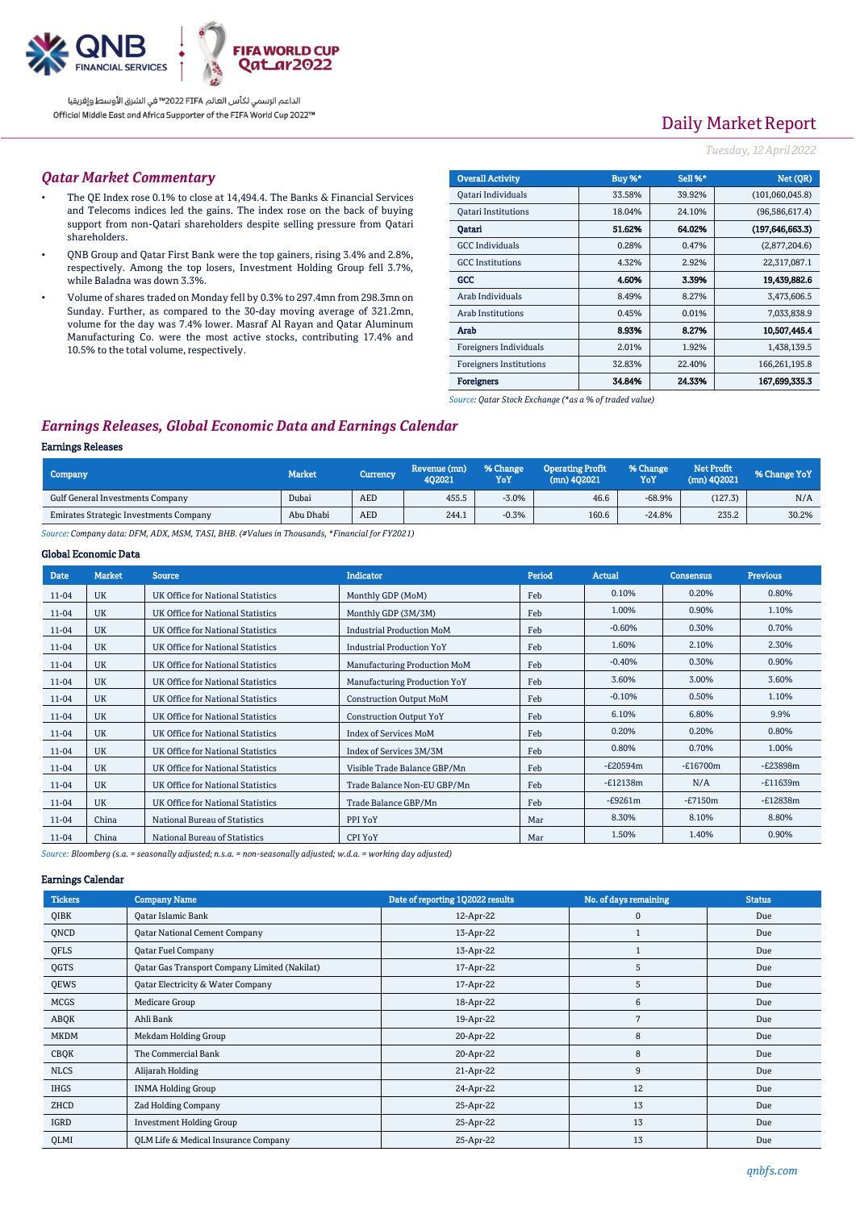QNB FINANCIAL SERVICES | FIFA WORLD CUP Qatar2022

الداعم الرسمي لكأس العالم FIFA 2022™ في الشرق الأوسط وإفريقيا
Official Middle East and Africa Supporter of the FIFA World Cup 2022™

# Daily Market Report

*Tuesday, 12 April 2022*

## Qatar Market Commentary

- The QE Index rose 0.1% to close at 14,494.4. The Banks & Financial Services and Telecoms indices led the gains. The index rose on the back of buying support from non-Qatari shareholders despite selling pressure from Qatari shareholders.
- QNB Group and Qatar First Bank were the top gainers, rising 3.4% and 2.8%, respectively. Among the top losers, Investment Holding Group fell 3.7%, while Baladna was down 3.3%.
- Volume of shares traded on Monday fell by 0.3% to 297.4mn from 298.3mn on Sunday. Further, as compared to the 30-day moving average of 321.2mn, volume for the day was 7.4% lower. Masraf Al Rayan and Qatar Aluminum Manufacturing Co. were the most active stocks, contributing 17.4% and 10.5% to the total volume, respectively.

| Overall Activity | Buy %* | Sell %* | Net (QR) |
|---|---|---|---|
| Qatari Individuals | 33.58% | 39.92% | (101,060,045.8) |
| Qatari Institutions | 18.04% | 24.10% | (96,586,617.4) |
| **Qatari** | **51.62%** | **64.02%** | **(197,646,663.3)** |
| GCC Individuals | 0.28% | 0.47% | (2,877,204.6) |
| GCC Institutions | 4.32% | 2.92% | 22,317,087.1 |
| **GCC** | **4.60%** | **3.39%** | **19,439,882.6** |
| Arab Individuals | 8.49% | 8.27% | 3,473,606.5 |
| Arab Institutions | 0.45% | 0.01% | 7,033,838.9 |
| **Arab** | **8.93%** | **8.27%** | **10,507,445.4** |
| Foreigners Individuals | 2.01% | 1.92% | 1,438,139.5 |
| Foreigners Institutions | 32.83% | 22.40% | 166,261,195.8 |
| **Foreigners** | **34.84%** | **24.33%** | **167,699,335.3** |

*Source: Qatar Stock Exchange (\*as a % of traded value)*

## Earnings Releases, Global Economic Data and Earnings Calendar

### Earnings Releases

| Company | Market | Currency | Revenue (mn) 4Q2021 | % Change YoY | Operating Profit (mn) 4Q2021 | % Change YoY | Net Profit (mn) 4Q2021 | % Change YoY |
|---|---|---|---|---|---|---|---|---|
| Gulf General Investments Company | Dubai | AED | 455.5 | -3.0% | 46.6 | -68.9% | (127.3) | N/A |
| Emirates Strategic Investments Company | Abu Dhabi | AED | 244.1 | -0.3% | 160.6 | -24.8% | 235.2 | 30.2% |

*Source: Company data: DFM, ADX, MSM, TASI, BHB. (#Values in Thousands, \*Financial for FY2021)*

### Global Economic Data

| Date | Market | Source | Indicator | Period | Actual | Consensus | Previous |
|---|---|---|---|---|---|---|---|
| 11-04 | UK | UK Office for National Statistics | Monthly GDP (MoM) | Feb | 0.10% | 0.20% | 0.80% |
| 11-04 | UK | UK Office for National Statistics | Monthly GDP (3M/3M) | Feb | 1.00% | 0.90% | 1.10% |
| 11-04 | UK | UK Office for National Statistics | Industrial Production MoM | Feb | -0.60% | 0.30% | 0.70% |
| 11-04 | UK | UK Office for National Statistics | Industrial Production YoY | Feb | 1.60% | 2.10% | 2.30% |
| 11-04 | UK | UK Office for National Statistics | Manufacturing Production MoM | Feb | -0.40% | 0.30% | 0.90% |
| 11-04 | UK | UK Office for National Statistics | Manufacturing Production YoY | Feb | 3.60% | 3.00% | 3.60% |
| 11-04 | UK | UK Office for National Statistics | Construction Output MoM | Feb | -0.10% | 0.50% | 1.10% |
| 11-04 | UK | UK Office for National Statistics | Construction Output YoY | Feb | 6.10% | 6.80% | 9.9% |
| 11-04 | UK | UK Office for National Statistics | Index of Services MoM | Feb | 0.20% | 0.20% | 0.80% |
| 11-04 | UK | UK Office for National Statistics | Index of Services 3M/3M | Feb | 0.80% | 0.70% | 1.00% |
| 11-04 | UK | UK Office for National Statistics | Visible Trade Balance GBP/Mn | Feb | -£20594m | -£16700m | -£23898m |
| 11-04 | UK | UK Office for National Statistics | Trade Balance Non-EU GBP/Mn | Feb | -£12138m | N/A | -£11639m |
| 11-04 | UK | UK Office for National Statistics | Trade Balance GBP/Mn | Feb | -£9261m | -£7150m | -£12838m |
| 11-04 | China | National Bureau of Statistics | PPI YoY | Mar | 8.30% | 8.10% | 8.80% |
| 11-04 | China | National Bureau of Statistics | CPI YoY | Mar | 1.50% | 1.40% | 0.90% |

*Source: Bloomberg (s.a. = seasonally adjusted; n.s.a. = non-seasonally adjusted; w.d.a. = working day adjusted)*

### Earnings Calendar

| Tickers | Company Name | Date of reporting 1Q2022 results | No. of days remaining | Status |
|---|---|---|---|---|
| QIBK | Qatar Islamic Bank | 12-Apr-22 | 0 | Due |
| QNCD | Qatar National Cement Company | 13-Apr-22 | 1 | Due |
| QFLS | Qatar Fuel Company | 13-Apr-22 | 1 | Due |
| QGTS | Qatar Gas Transport Company Limited (Nakilat) | 17-Apr-22 | 5 | Due |
| QEWS | Qatar Electricity & Water Company | 17-Apr-22 | 5 | Due |
| MCGS | Medicare Group | 18-Apr-22 | 6 | Due |
| ABQK | Ahli Bank | 19-Apr-22 | 7 | Due |
| MKDM | Mekdam Holding Group | 20-Apr-22 | 8 | Due |
| CBQK | The Commercial Bank | 20-Apr-22 | 8 | Due |
| NLCS | Alijarah Holding | 21-Apr-22 | 9 | Due |
| IHGS | INMA Holding Group | 24-Apr-22 | 12 | Due |
| ZHCD | Zad Holding Company | 25-Apr-22 | 13 | Due |
| IGRD | Investment Holding Group | 25-Apr-22 | 13 | Due |
| QLMI | QLM Life & Medical Insurance Company | 25-Apr-22 | 13 | Due |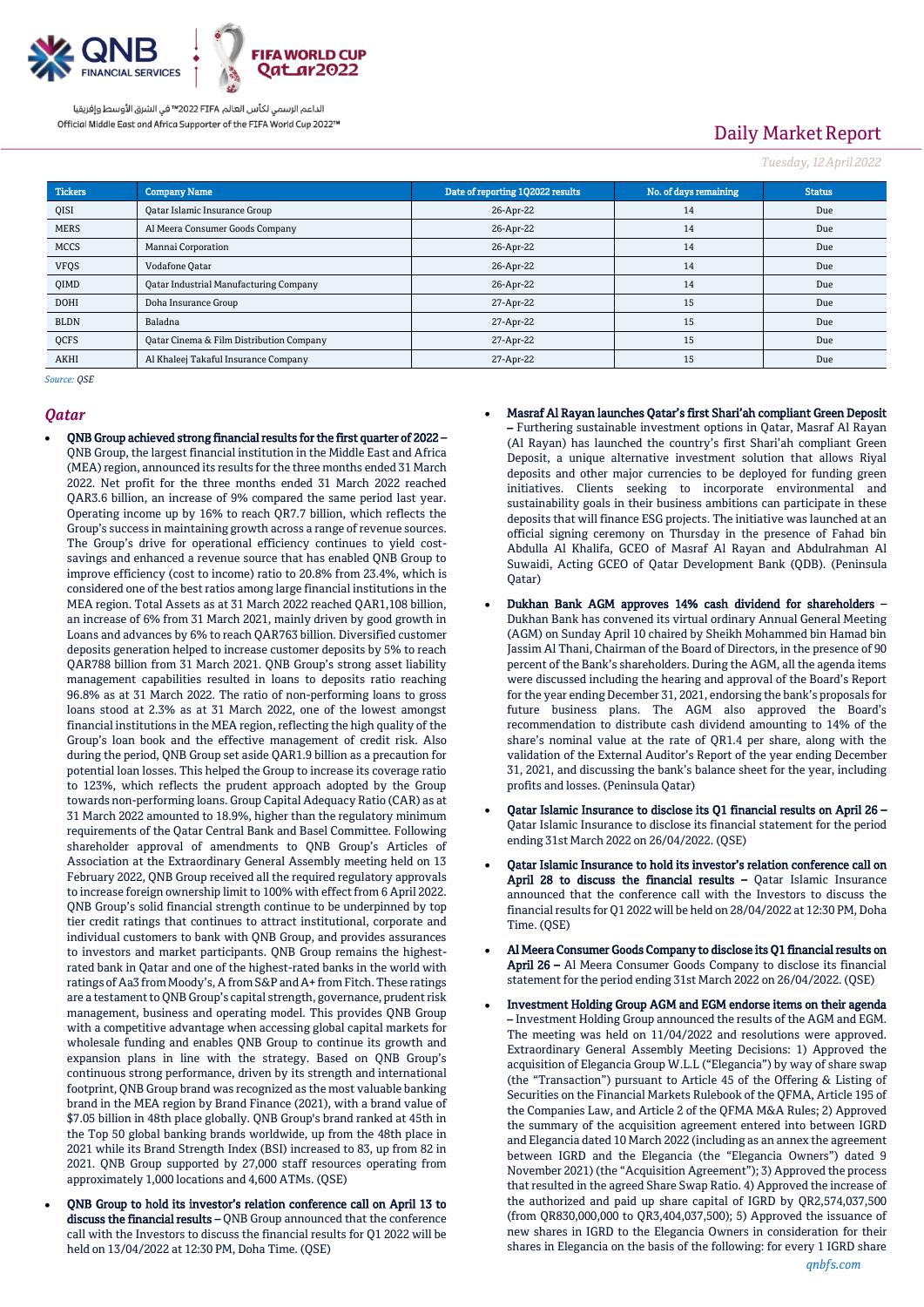| Tickers | Company Name | Date of reporting 1Q2022 results | No. of days remaining | Status |
|---|---|---|---|---|
| QISI | Qatar Islamic Insurance Group | 26-Apr-22 | 14 | Due |
| MERS | Al Meera Consumer Goods Company | 26-Apr-22 | 14 | Due |
| MCCS | Mannai Corporation | 26-Apr-22 | 14 | Due |
| VFQS | Vodafone Qatar | 26-Apr-22 | 14 | Due |
| QIMD | Qatar Industrial Manufacturing Company | 26-Apr-22 | 14 | Due |
| DOHI | Doha Insurance Group | 27-Apr-22 | 15 | Due |
| BLDN | Baladna | 27-Apr-22 | 15 | Due |
| QCFS | Qatar Cinema & Film Distribution Company | 27-Apr-22 | 15 | Due |
| AKHI | Al Khaleej Takaful Insurance Company | 27-Apr-22 | 15 | Due |

*Source: QSE*

## Qatar

- **QNB Group achieved strong financial results for the first quarter of 2022 –** QNB Group, the largest financial institution in the Middle East and Africa (MEA) region, announced its results for the three months ended 31 March 2022. Net profit for the three months ended 31 March 2022 reached QAR3.6 billion, an increase of 9% compared the same period last year. Operating income up by 16% to reach QR7.7 billion, which reflects the Group's success in maintaining growth across a range of revenue sources. The Group's drive for operational efficiency continues to yield cost-savings and enhanced a revenue source that has enabled QNB Group to improve efficiency (cost to income) ratio to 20.8% from 23.4%, which is considered one of the best ratios among large financial institutions in the MEA region. Total Assets as at 31 March 2022 reached QAR1,108 billion, an increase of 6% from 31 March 2021, mainly driven by good growth in Loans and advances by 6% to reach QAR763 billion. Diversified customer deposits generation helped to increase customer deposits by 5% to reach QAR788 billion from 31 March 2021. QNB Group's strong asset liability management capabilities resulted in loans to deposits ratio reaching 96.8% as at 31 March 2022. The ratio of non-performing loans to gross loans stood at 2.3% as at 31 March 2022, one of the lowest amongst financial institutions in the MEA region, reflecting the high quality of the Group's loan book and the effective management of credit risk. Also during the period, QNB Group set aside QAR1.9 billion as a precaution for potential loan losses. This helped the Group to increase its coverage ratio to 123%, which reflects the prudent approach adopted by the Group towards non-performing loans. Group Capital Adequacy Ratio (CAR) as at 31 March 2022 amounted to 18.9%, higher than the regulatory minimum requirements of the Qatar Central Bank and Basel Committee. Following shareholder approval of amendments to QNB Group's Articles of Association at the Extraordinary General Assembly meeting held on 13 February 2022, QNB Group received all the required regulatory approvals to increase foreign ownership limit to 100% with effect from 6 April 2022. QNB Group's solid financial strength continue to be underpinned by top tier credit ratings that continues to attract institutional, corporate and individual customers to bank with QNB Group, and provides assurances to investors and market participants. QNB Group remains the highest-rated bank in Qatar and one of the highest-rated banks in the world with ratings of Aa3 from Moody's, A from S&P and A+ from Fitch. These ratings are a testament to QNB Group's capital strength, governance, prudent risk management, business and operating model. This provides QNB Group with a competitive advantage when accessing global capital markets for wholesale funding and enables QNB Group to continue its growth and expansion plans in line with the strategy. Based on QNB Group's continuous strong performance, driven by its strength and international footprint, QNB Group brand was recognized as the most valuable banking brand in the MEA region by Brand Finance (2021), with a brand value of $7.05 billion in 48th place globally. QNB Group's brand ranked at 45th in the Top 50 global banking brands worldwide, up from the 48th place in 2021 while its Brand Strength Index (BSI) increased to 83, up from 82 in 2021. QNB Group supported by 27,000 staff resources operating from approximately 1,000 locations and 4,600 ATMs. (QSE)

- **QNB Group to hold its investor's relation conference call on April 13 to discuss the financial results –** QNB Group announced that the conference call with the Investors to discuss the financial results for Q1 2022 will be held on 13/04/2022 at 12:30 PM, Doha Time. (QSE)

- **Masraf Al Rayan launches Qatar's first Shari'ah compliant Green Deposit –** Furthering sustainable investment options in Qatar, Masraf Al Rayan (Al Rayan) has launched the country's first Shari'ah compliant Green Deposit, a unique alternative investment solution that allows Riyal deposits and other major currencies to be deployed for funding green initiatives. Clients seeking to incorporate environmental and sustainability goals in their business ambitions can participate in these deposits that will finance ESG projects. The initiative was launched at an official signing ceremony on Thursday in the presence of Fahad bin Abdulla Al Khalifa, GCEO of Masraf Al Rayan and Abdulrahman Al Suwaidi, Acting GCEO of Qatar Development Bank (QDB). (Peninsula Qatar)

- **Dukhan Bank AGM approves 14% cash dividend for shareholders –** Dukhan Bank has convened its virtual ordinary Annual General Meeting (AGM) on Sunday April 10 chaired by Sheikh Mohammed bin Hamad bin Jassim Al Thani, Chairman of the Board of Directors, in the presence of 90 percent of the Bank's shareholders. During the AGM, all the agenda items were discussed including the hearing and approval of the Board's Report for the year ending December 31, 2021, endorsing the bank's proposals for future business plans. The AGM also approved the Board's recommendation to distribute cash dividend amounting to 14% of the share's nominal value at the rate of QR1.4 per share, along with the validation of the External Auditor's Report of the year ending December 31, 2021, and discussing the bank's balance sheet for the year, including profits and losses. (Peninsula Qatar)

- **Qatar Islamic Insurance to disclose its Q1 financial results on April 26 –** Qatar Islamic Insurance to disclose its financial statement for the period ending 31st March 2022 on 26/04/2022. (QSE)

- **Qatar Islamic Insurance to hold its investor's relation conference call on April 28 to discuss the financial results –** Qatar Islamic Insurance announced that the conference call with the Investors to discuss the financial results for Q1 2022 will be held on 28/04/2022 at 12:30 PM, Doha Time. (QSE)

- **Al Meera Consumer Goods Company to disclose its Q1 financial results on April 26 –** Al Meera Consumer Goods Company to disclose its financial statement for the period ending 31st March 2022 on 26/04/2022. (QSE)

- **Investment Holding Group AGM and EGM endorse items on their agenda –** Investment Holding Group announced the results of the AGM and EGM. The meeting was held on 11/04/2022 and resolutions were approved. Extraordinary General Assembly Meeting Decisions: 1) Approved the acquisition of Elegancia Group W.L.L ("Elegancia") by way of share swap (the "Transaction") pursuant to Article 45 of the Offering & Listing of Securities on the Financial Markets Rulebook of the QFMA, Article 195 of the Companies Law, and Article 2 of the QFMA M&A Rules; 2) Approved the summary of the acquisition agreement entered into between IGRD and Elegancia dated 10 March 2022 (including as an annex the agreement between IGRD and the Elegancia (the "Elegancia Owners") dated 9 November 2021) (the "Acquisition Agreement"); 3) Approved the process that resulted in the agreed Share Swap Ratio. 4) Approved the increase of the authorized and paid up share capital of IGRD by QR2,574,037,500 (from QR830,000,000 to QR3,404,037,500); 5) Approved the issuance of new shares in IGRD to the Elegancia Owners in consideration for their shares in Elegancia on the basis of the following: for every 1 IGRD share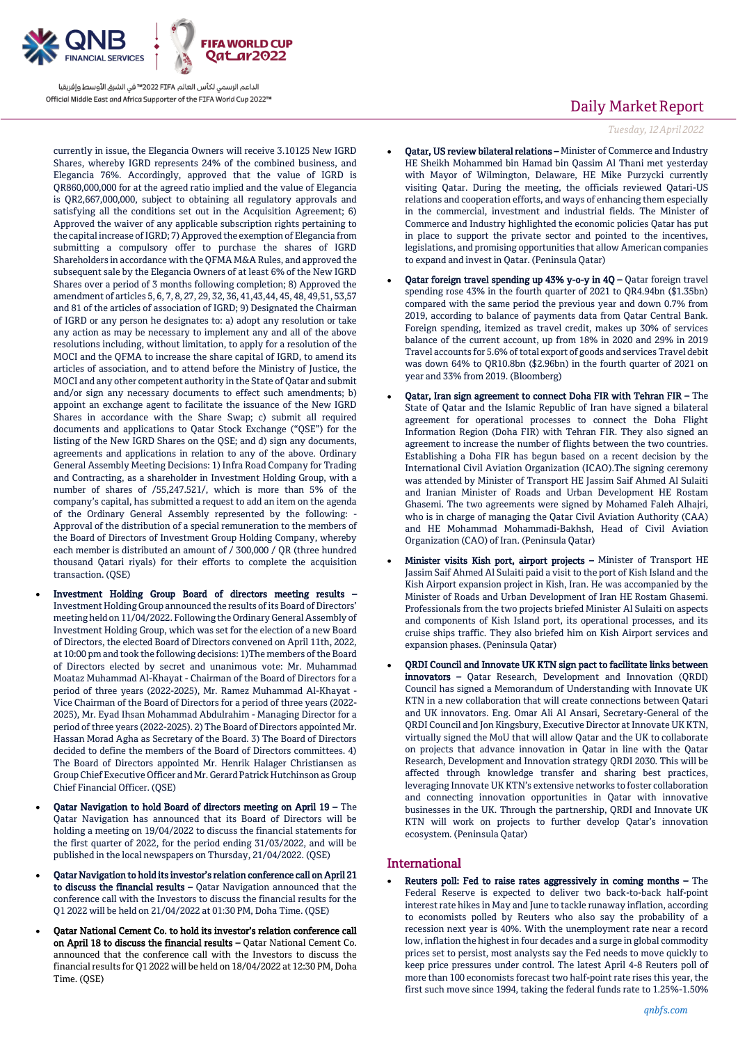currently in issue, the Elegancia Owners will receive 3.10125 New IGRD Shares, whereby IGRD represents 24% of the combined business, and Elegancia 76%. Accordingly, approved that the value of IGRD is QR860,000,000 for at the agreed ratio implied and the value of Elegancia is QR2,667,000,000, subject to obtaining all regulatory approvals and satisfying all the conditions set out in the Acquisition Agreement; 6) Approved the waiver of any applicable subscription rights pertaining to the capital increase of IGRD; 7) Approved the exemption of Elegancia from submitting a compulsory offer to purchase the shares of IGRD Shareholders in accordance with the QFMA M&A Rules, and approved the subsequent sale by the Elegancia Owners of at least 6% of the New IGRD Shares over a period of 3 months following completion; 8) Approved the amendment of articles 5, 6, 7, 8, 27, 29, 32, 36, 41,43,44, 45, 48, 49,51, 53,57 and 81 of the articles of association of IGRD; 9) Designated the Chairman of IGRD or any person he designates to: a) adopt any resolution or take any action as may be necessary to implement any and all of the above resolutions including, without limitation, to apply for a resolution of the MOCI and the QFMA to increase the share capital of IGRD, to amend its articles of association, and to attend before the Ministry of Justice, the MOCI and any other competent authority in the State of Qatar and submit and/or sign any necessary documents to effect such amendments; b) appoint an exchange agent to facilitate the issuance of the New IGRD Shares in accordance with the Share Swap; c) submit all required documents and applications to Qatar Stock Exchange ("QSE") for the listing of the New IGRD Shares on the QSE; and d) sign any documents, agreements and applications in relation to any of the above. Ordinary General Assembly Meeting Decisions: 1) Infra Road Company for Trading and Contracting, as a shareholder in Investment Holding Group, with a number of shares of /55,247.521/, which is more than 5% of the company's capital, has submitted a request to add an item on the agenda of the Ordinary General Assembly represented by the following: - Approval of the distribution of a special remuneration to the members of the Board of Directors of Investment Group Holding Company, whereby each member is distributed an amount of / 300,000 / QR (three hundred thousand Qatari riyals) for their efforts to complete the acquisition transaction. (QSE)

- **Investment Holding Group Board of directors meeting results –** Investment Holding Group announced the results of its Board of Directors' meeting held on 11/04/2022. Following the Ordinary General Assembly of Investment Holding Group, which was set for the election of a new Board of Directors, the elected Board of Directors convened on April 11th, 2022, at 10:00 pm and took the following decisions: 1)The members of the Board of Directors elected by secret and unanimous vote: Mr. Muhammad Moataz Muhammad Al-Khayat - Chairman of the Board of Directors for a period of three years (2022-2025), Mr. Ramez Muhammad Al-Khayat - Vice Chairman of the Board of Directors for a period of three years (2022-2025), Mr. Eyad Ihsan Mohammad Abdulrahim - Managing Director for a period of three years (2022-2025). 2) The Board of Directors appointed Mr. Hassan Morad Agha as Secretary of the Board. 3) The Board of Directors decided to define the members of the Board of Directors committees. 4) The Board of Directors appointed Mr. Henrik Halager Christiansen as Group Chief Executive Officer and Mr. Gerard Patrick Hutchinson as Group Chief Financial Officer. (QSE)
- **Qatar Navigation to hold Board of directors meeting on April 19 –** The Qatar Navigation has announced that its Board of Directors will be holding a meeting on 19/04/2022 to discuss the financial statements for the first quarter of 2022, for the period ending 31/03/2022, and will be published in the local newspapers on Thursday, 21/04/2022. (QSE)
- **Qatar Navigation to hold its investor's relation conference call on April 21 to discuss the financial results –** Qatar Navigation announced that the conference call with the Investors to discuss the financial results for the Q1 2022 will be held on 21/04/2022 at 01:30 PM, Doha Time. (QSE)
- **Qatar National Cement Co. to hold its investor's relation conference call on April 18 to discuss the financial results –** Qatar National Cement Co. announced that the conference call with the Investors to discuss the financial results for Q1 2022 will be held on 18/04/2022 at 12:30 PM, Doha Time. (QSE)
- **Qatar, US review bilateral relations –** Minister of Commerce and Industry HE Sheikh Mohammed bin Hamad bin Qassim Al Thani met yesterday with Mayor of Wilmington, Delaware, HE Mike Purzycki currently visiting Qatar. During the meeting, the officials reviewed Qatari-US relations and cooperation efforts, and ways of enhancing them especially in the commercial, investment and industrial fields. The Minister of Commerce and Industry highlighted the economic policies Qatar has put in place to support the private sector and pointed to the incentives, legislations, and promising opportunities that allow American companies to expand and invest in Qatar. (Peninsula Qatar)
- **Qatar foreign travel spending up 43% y-o-y in 4Q –** Qatar foreign travel spending rose 43% in the fourth quarter of 2021 to QR4.94bn ($1.35bn) compared with the same period the previous year and down 0.7% from 2019, according to balance of payments data from Qatar Central Bank. Foreign spending, itemized as travel credit, makes up 30% of services balance of the current account, up from 18% in 2020 and 29% in 2019 Travel accounts for 5.6% of total export of goods and services Travel debit was down 64% to QR10.8bn ($2.96bn) in the fourth quarter of 2021 on year and 33% from 2019. (Bloomberg)
- **Qatar, Iran sign agreement to connect Doha FIR with Tehran FIR –** The State of Qatar and the Islamic Republic of Iran have signed a bilateral agreement for operational processes to connect the Doha Flight Information Region (Doha FIR) with Tehran FIR. They also signed an agreement to increase the number of flights between the two countries. Establishing a Doha FIR has begun based on a recent decision by the International Civil Aviation Organization (ICAO).The signing ceremony was attended by Minister of Transport HE Jassim Saif Ahmed Al Sulaiti and Iranian Minister of Roads and Urban Development HE Rostam Ghasemi. The two agreements were signed by Mohamed Faleh Alhajri, who is in charge of managing the Qatar Civil Aviation Authority (CAA) and HE Mohammad Mohammadi-Bakhsh, Head of Civil Aviation Organization (CAO) of Iran. (Peninsula Qatar)
- **Minister visits Kish port, airport projects –** Minister of Transport HE Jassim Saif Ahmed Al Sulaiti paid a visit to the port of Kish Island and the Kish Airport expansion project in Kish, Iran. He was accompanied by the Minister of Roads and Urban Development of Iran HE Rostam Ghasemi. Professionals from the two projects briefed Minister Al Sulaiti on aspects and components of Kish Island port, its operational processes, and its cruise ships traffic. They also briefed him on Kish Airport services and expansion phases. (Peninsula Qatar)
- **QRDI Council and Innovate UK KTN sign pact to facilitate links between innovators –** Qatar Research, Development and Innovation (QRDI) Council has signed a Memorandum of Understanding with Innovate UK KTN in a new collaboration that will create connections between Qatari and UK innovators. Eng. Omar Ali Al Ansari, Secretary-General of the QRDI Council and Jon Kingsbury, Executive Director at Innovate UK KTN, virtually signed the MoU that will allow Qatar and the UK to collaborate on projects that advance innovation in Qatar in line with the Qatar Research, Development and Innovation strategy QRDI 2030. This will be affected through knowledge transfer and sharing best practices, leveraging Innovate UK KTN's extensive networks to foster collaboration and connecting innovation opportunities in Qatar with innovative businesses in the UK. Through the partnership, QRDI and Innovate UK KTN will work on projects to further develop Qatar's innovation ecosystem. (Peninsula Qatar)

## International

- **Reuters poll: Fed to raise rates aggressively in coming months –** The Federal Reserve is expected to deliver two back-to-back half-point interest rate hikes in May and June to tackle runaway inflation, according to economists polled by Reuters who also say the probability of a recession next year is 40%. With the unemployment rate near a record low, inflation the highest in four decades and a surge in global commodity prices set to persist, most analysts say the Fed needs to move quickly to keep price pressures under control. The latest April 4-8 Reuters poll of more than 100 economists forecast two half-point rate rises this year, the first such move since 1994, taking the federal funds rate to 1.25%-1.50%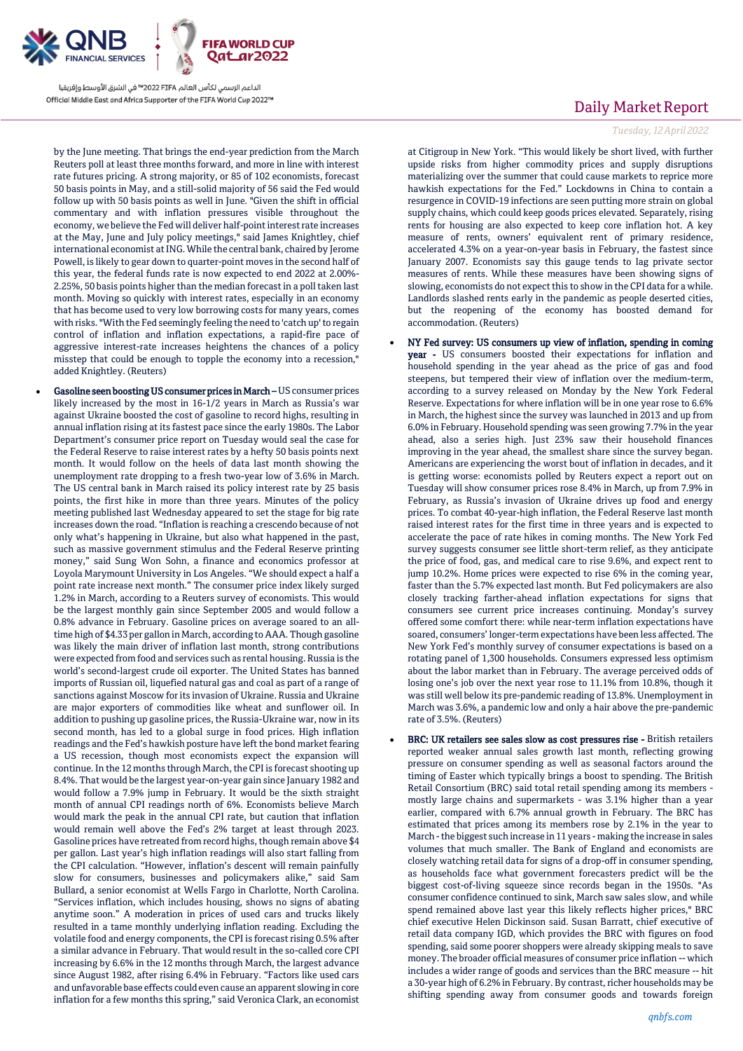by the June meeting. That brings the end-year prediction from the March Reuters poll at least three months forward, and more in line with interest rate futures pricing. A strong majority, or 85 of 102 economists, forecast 50 basis points in May, and a still-solid majority of 56 said the Fed would follow up with 50 basis points as well in June. "Given the shift in official commentary and with inflation pressures visible throughout the economy, we believe the Fed will deliver half-point interest rate increases at the May, June and July policy meetings," said James Knightley, chief international economist at ING. While the central bank, chaired by Jerome Powell, is likely to gear down to quarter-point moves in the second half of this year, the federal funds rate is now expected to end 2022 at 2.00%-2.25%, 50 basis points higher than the median forecast in a poll taken last month. Moving so quickly with interest rates, especially in an economy that has become used to very low borrowing costs for many years, comes with risks. "With the Fed seemingly feeling the need to 'catch up' to regain control of inflation and inflation expectations, a rapid-fire pace of aggressive interest-rate increases heightens the chances of a policy misstep that could be enough to topple the economy into a recession," added Knightley. (Reuters)

- **Gasoline seen boosting US consumer prices in March** – US consumer prices likely increased by the most in 16-1/2 years in March as Russia's war against Ukraine boosted the cost of gasoline to record highs, resulting in annual inflation rising at its fastest pace since the early 1980s. The Labor Department's consumer price report on Tuesday would seal the case for the Federal Reserve to raise interest rates by a hefty 50 basis points next month. It would follow on the heels of data last month showing the unemployment rate dropping to a fresh two-year low of 3.6% in March. The US central bank in March raised its policy interest rate by 25 basis points, the first hike in more than three years. Minutes of the policy meeting published last Wednesday appeared to set the stage for big rate increases down the road. "Inflation is reaching a crescendo because of not only what's happening in Ukraine, but also what happened in the past, such as massive government stimulus and the Federal Reserve printing money," said Sung Won Sohn, a finance and economics professor at Loyola Marymount University in Los Angeles. "We should expect a half a point rate increase next month." The consumer price index likely surged 1.2% in March, according to a Reuters survey of economists. This would be the largest monthly gain since September 2005 and would follow a 0.8% advance in February. Gasoline prices on average soared to an all-time high of $4.33 per gallon in March, according to AAA. Though gasoline was likely the main driver of inflation last month, strong contributions were expected from food and services such as rental housing. Russia is the world's second-largest crude oil exporter. The United States has banned imports of Russian oil, liquefied natural gas and coal as part of a range of sanctions against Moscow for its invasion of Ukraine. Russia and Ukraine are major exporters of commodities like wheat and sunflower oil. In addition to pushing up gasoline prices, the Russia-Ukraine war, now in its second month, has led to a global surge in food prices. High inflation readings and the Fed's hawkish posture have left the bond market fearing a US recession, though most economists expect the expansion will continue. In the 12 months through March, the CPI is forecast shooting up 8.4%. That would be the largest year-on-year gain since January 1982 and would follow a 7.9% jump in February. It would be the sixth straight month of annual CPI readings north of 6%. Economists believe March would mark the peak in the annual CPI rate, but caution that inflation would remain well above the Fed's 2% target at least through 2023. Gasoline prices have retreated from record highs, though remain above $4 per gallon. Last year's high inflation readings will also start falling from the CPI calculation. "However, inflation's descent will remain painfully slow for consumers, businesses and policymakers alike," said Sam Bullard, a senior economist at Wells Fargo in Charlotte, North Carolina. "Services inflation, which includes housing, shows no signs of abating anytime soon." A moderation in prices of used cars and trucks likely resulted in a tame monthly underlying inflation reading. Excluding the volatile food and energy components, the CPI is forecast rising 0.5% after a similar advance in February. That would result in the so-called core CPI increasing by 6.6% in the 12 months through March, the largest advance since August 1982, after rising 6.4% in February. "Factors like used cars and unfavorable base effects could even cause an apparent slowing in core inflation for a few months this spring," said Veronica Clark, an economist at Citigroup in New York. "This would likely be short lived, with further upside risks from higher commodity prices and supply disruptions materializing over the summer that could cause markets to reprice more hawkish expectations for the Fed." Lockdowns in China to contain a resurgence in COVID-19 infections are seen putting more strain on global supply chains, which could keep goods prices elevated. Separately, rising rents for housing are also expected to keep core inflation hot. A key measure of rents, owners' equivalent rent of primary residence, accelerated 4.3% on a year-on-year basis in February, the fastest since January 2007. Economists say this gauge tends to lag private sector measures of rents. While these measures have been showing signs of slowing, economists do not expect this to show in the CPI data for a while. Landlords slashed rents early in the pandemic as people deserted cities, but the reopening of the economy has boosted demand for accommodation. (Reuters)

- **NY Fed survey: US consumers up view of inflation, spending in coming year** - US consumers boosted their expectations for inflation and household spending in the year ahead as the price of gas and food steepens, but tempered their view of inflation over the medium-term, according to a survey released on Monday by the New York Federal Reserve. Expectations for where inflation will be in one year rose to 6.6% in March, the highest since the survey was launched in 2013 and up from 6.0% in February. Household spending was seen growing 7.7% in the year ahead, also a series high. Just 23% saw their household finances improving in the year ahead, the smallest share since the survey began. Americans are experiencing the worst bout of inflation in decades, and it is getting worse: economists polled by Reuters expect a report out on Tuesday will show consumer prices rose 8.4% in March, up from 7.9% in February, as Russia's invasion of Ukraine drives up food and energy prices. To combat 40-year-high inflation, the Federal Reserve last month raised interest rates for the first time in three years and is expected to accelerate the pace of rate hikes in coming months. The New York Fed survey suggests consumer see little short-term relief, as they anticipate the price of food, gas, and medical care to rise 9.6%, and expect rent to jump 10.2%. Home prices were expected to rise 6% in the coming year, faster than the 5.7% expected last month. But Fed policymakers are also closely tracking farther-ahead inflation expectations for signs that consumers see current price increases continuing. Monday's survey offered some comfort there: while near-term inflation expectations have soared, consumers' longer-term expectations have been less affected. The New York Fed's monthly survey of consumer expectations is based on a rotating panel of 1,300 households. Consumers expressed less optimism about the labor market than in February. The average perceived odds of losing one's job over the next year rose to 11.1% from 10.8%, though it was still well below its pre-pandemic reading of 13.8%. Unemployment in March was 3.6%, a pandemic low and only a hair above the pre-pandemic rate of 3.5%. (Reuters)

- **BRC: UK retailers see sales slow as cost pressures rise** - British retailers reported weaker annual sales growth last month, reflecting growing pressure on consumer spending as well as seasonal factors around the timing of Easter which typically brings a boost to spending. The British Retail Consortium (BRC) said total retail spending among its members - mostly large chains and supermarkets - was 3.1% higher than a year earlier, compared with 6.7% annual growth in February. The BRC has estimated that prices among its members rose by 2.1% in the year to March - the biggest such increase in 11 years - making the increase in sales volumes that much smaller. The Bank of England and economists are closely watching retail data for signs of a drop-off in consumer spending, as households face what government forecasters predict will be the biggest cost-of-living squeeze since records began in the 1950s. "As consumer confidence continued to sink, March saw sales slow, and while spend remained above last year this likely reflects higher prices," BRC chief executive Helen Dickinson said. Susan Barratt, chief executive of retail data company IGD, which provides the BRC with figures on food spending, said some poorer shoppers were already skipping meals to save money. The broader official measures of consumer price inflation -- which includes a wider range of goods and services than the BRC measure -- hit a 30-year high of 6.2% in February. By contrast, richer households may be shifting spending away from consumer goods and towards foreign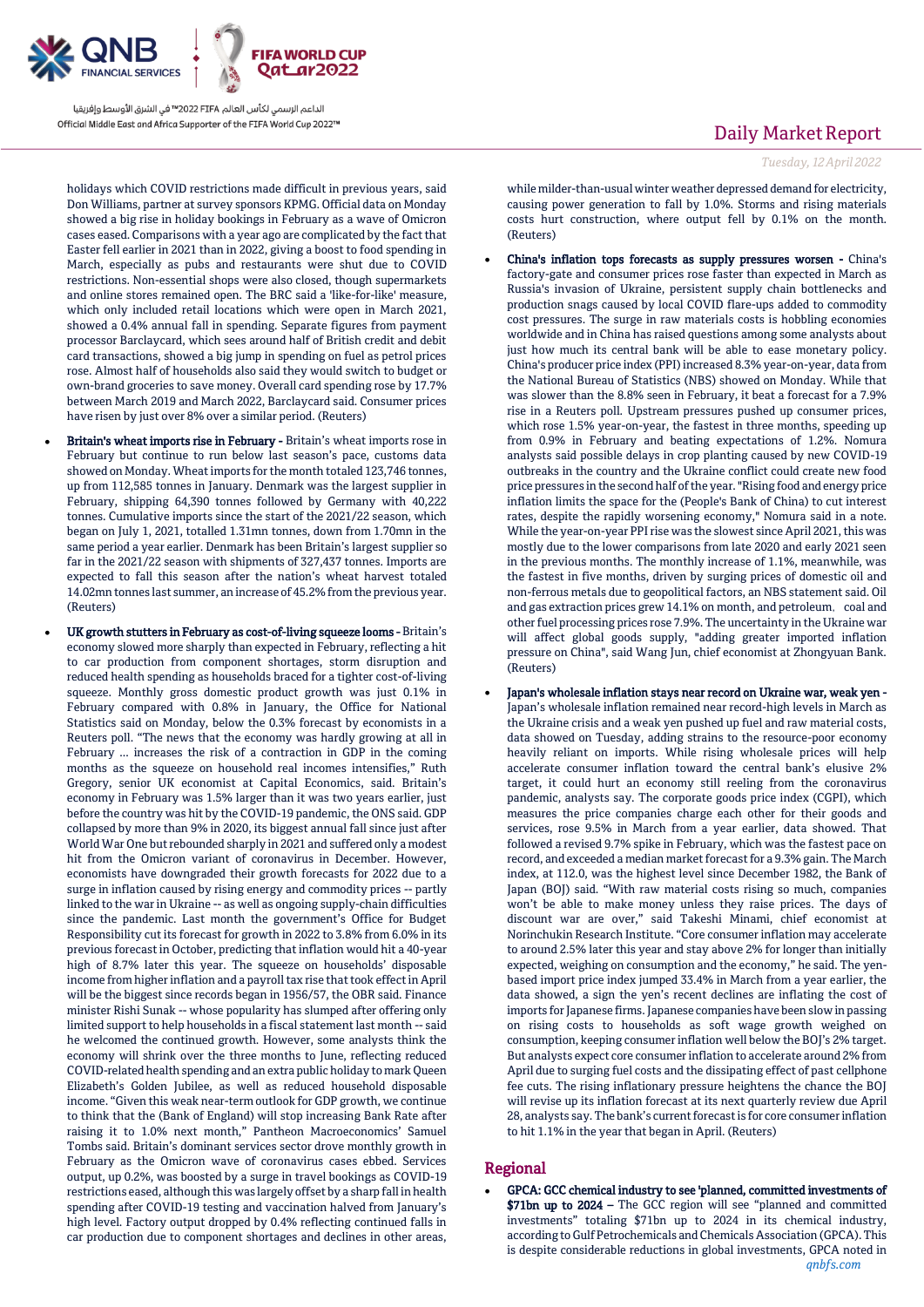holidays which COVID restrictions made difficult in previous years, said Don Williams, partner at survey sponsors KPMG. Official data on Monday showed a big rise in holiday bookings in February as a wave of Omicron cases eased. Comparisons with a year ago are complicated by the fact that Easter fell earlier in 2021 than in 2022, giving a boost to food spending in March, especially as pubs and restaurants were shut due to COVID restrictions. Non-essential shops were also closed, though supermarkets and online stores remained open. The BRC said a 'like-for-like' measure, which only included retail locations which were open in March 2021, showed a 0.4% annual fall in spending. Separate figures from payment processor Barclaycard, which sees around half of British credit and debit card transactions, showed a big jump in spending on fuel as petrol prices rose. Almost half of households also said they would switch to budget or own-brand groceries to save money. Overall card spending rose by 17.7% between March 2019 and March 2022, Barclaycard said. Consumer prices have risen by just over 8% over a similar period. (Reuters)

- **Britain's wheat imports rise in February -** Britain's wheat imports rose in February but continue to run below last season's pace, customs data showed on Monday. Wheat imports for the month totaled 123,746 tonnes, up from 112,585 tonnes in January. Denmark was the largest supplier in February, shipping 64,390 tonnes followed by Germany with 40,222 tonnes. Cumulative imports since the start of the 2021/22 season, which began on July 1, 2021, totalled 1.31mn tonnes, down from 1.70mn in the same period a year earlier. Denmark has been Britain's largest supplier so far in the 2021/22 season with shipments of 327,437 tonnes. Imports are expected to fall this season after the nation's wheat harvest totaled 14.02mn tonnes last summer, an increase of 45.2% from the previous year. (Reuters)
- **UK growth stutters in February as cost-of-living squeeze looms -** Britain's economy slowed more sharply than expected in February, reflecting a hit to car production from component shortages, storm disruption and reduced health spending as households braced for a tighter cost-of-living squeeze. Monthly gross domestic product growth was just 0.1% in February compared with 0.8% in January, the Office for National Statistics said on Monday, below the 0.3% forecast by economists in a Reuters poll. "The news that the economy was hardly growing at all in February ... increases the risk of a contraction in GDP in the coming months as the squeeze on household real incomes intensifies," Ruth Gregory, senior UK economist at Capital Economics, said. Britain's economy in February was 1.5% larger than it was two years earlier, just before the country was hit by the COVID-19 pandemic, the ONS said. GDP collapsed by more than 9% in 2020, its biggest annual fall since just after World War One but rebounded sharply in 2021 and suffered only a modest hit from the Omicron variant of coronavirus in December. However, economists have downgraded their growth forecasts for 2022 due to a surge in inflation caused by rising energy and commodity prices -- partly linked to the war in Ukraine -- as well as ongoing supply-chain difficulties since the pandemic. Last month the government's Office for Budget Responsibility cut its forecast for growth in 2022 to 3.8% from 6.0% in its previous forecast in October, predicting that inflation would hit a 40-year high of 8.7% later this year. The squeeze on households' disposable income from higher inflation and a payroll tax rise that took effect in April will be the biggest since records began in 1956/57, the OBR said. Finance minister Rishi Sunak -- whose popularity has slumped after offering only limited support to help households in a fiscal statement last month -- said he welcomed the continued growth. However, some analysts think the economy will shrink over the three months to June, reflecting reduced COVID-related health spending and an extra public holiday to mark Queen Elizabeth's Golden Jubilee, as well as reduced household disposable income. "Given this weak near-term outlook for GDP growth, we continue to think that the (Bank of England) will stop increasing Bank Rate after raising it to 1.0% next month," Pantheon Macroeconomics' Samuel Tombs said. Britain's dominant services sector drove monthly growth in February as the Omicron wave of coronavirus cases ebbed. Services output, up 0.2%, was boosted by a surge in travel bookings as COVID-19 restrictions eased, although this was largely offset by a sharp fall in health spending after COVID-19 testing and vaccination halved from January's high level. Factory output dropped by 0.4% reflecting continued falls in car production due to component shortages and declines in other areas, while milder-than-usual winter weather depressed demand for electricity, causing power generation to fall by 1.0%. Storms and rising materials costs hurt construction, where output fell by 0.1% on the month. (Reuters)
- **China's inflation tops forecasts as supply pressures worsen -** China's factory-gate and consumer prices rose faster than expected in March as Russia's invasion of Ukraine, persistent supply chain bottlenecks and production snags caused by local COVID flare-ups added to commodity cost pressures. The surge in raw materials costs is hobbling economies worldwide and in China has raised questions among some analysts about just how much its central bank will be able to ease monetary policy. China's producer price index (PPI) increased 8.3% year-on-year, data from the National Bureau of Statistics (NBS) showed on Monday. While that was slower than the 8.8% seen in February, it beat a forecast for a 7.9% rise in a Reuters poll. Upstream pressures pushed up consumer prices, which rose 1.5% year-on-year, the fastest in three months, speeding up from 0.9% in February and beating expectations of 1.2%. Nomura analysts said possible delays in crop planting caused by new COVID-19 outbreaks in the country and the Ukraine conflict could create new food price pressures in the second half of the year. "Rising food and energy price inflation limits the space for the (People's Bank of China) to cut interest rates, despite the rapidly worsening economy," Nomura said in a note. While the year-on-year PPI rise was the slowest since April 2021, this was mostly due to the lower comparisons from late 2020 and early 2021 seen in the previous months. The monthly increase of 1.1%, meanwhile, was the fastest in five months, driven by surging prices of domestic oil and non-ferrous metals due to geopolitical factors, an NBS statement said. Oil and gas extraction prices grew 14.1% on month, and petroleum, coal and other fuel processing prices rose 7.9%. The uncertainty in the Ukraine war will affect global goods supply, "adding greater imported inflation pressure on China", said Wang Jun, chief economist at Zhongyuan Bank. (Reuters)
- **Japan's wholesale inflation stays near record on Ukraine war, weak yen -** Japan's wholesale inflation remained near record-high levels in March as the Ukraine crisis and a weak yen pushed up fuel and raw material costs, data showed on Tuesday, adding strains to the resource-poor economy heavily reliant on imports. While rising wholesale prices will help accelerate consumer inflation toward the central bank's elusive 2% target, it could hurt an economy still reeling from the coronavirus pandemic, analysts say. The corporate goods price index (CGPI), which measures the price companies charge each other for their goods and services, rose 9.5% in March from a year earlier, data showed. That followed a revised 9.7% spike in February, which was the fastest pace on record, and exceeded a median market forecast for a 9.3% gain. The March index, at 112.0, was the highest level since December 1982, the Bank of Japan (BOJ) said. "With raw material costs rising so much, companies won't be able to make money unless they raise prices. The days of discount war are over," said Takeshi Minami, chief economist at Norinchukin Research Institute. "Core consumer inflation may accelerate to around 2.5% later this year and stay above 2% for longer than initially expected, weighing on consumption and the economy," he said. The yen-based import price index jumped 33.4% in March from a year earlier, the data showed, a sign the yen's recent declines are inflating the cost of imports for Japanese firms. Japanese companies have been slow in passing on rising costs to households as soft wage growth weighed on consumption, keeping consumer inflation well below the BOJ's 2% target. But analysts expect core consumer inflation to accelerate around 2% from April due to surging fuel costs and the dissipating effect of past cellphone fee cuts. The rising inflationary pressure heightens the chance the BOJ will revise up its inflation forecast at its next quarterly review due April 28, analysts say. The bank's current forecast is for core consumer inflation to hit 1.1% in the year that began in April. (Reuters)

## Regional

- **GPCA: GCC chemical industry to see 'planned, committed investments of $71bn up to 2024 –** The GCC region will see "planned and committed investments" totaling $71bn up to 2024 in its chemical industry, according to Gulf Petrochemicals and Chemicals Association (GPCA). This is despite considerable reductions in global investments, GPCA noted in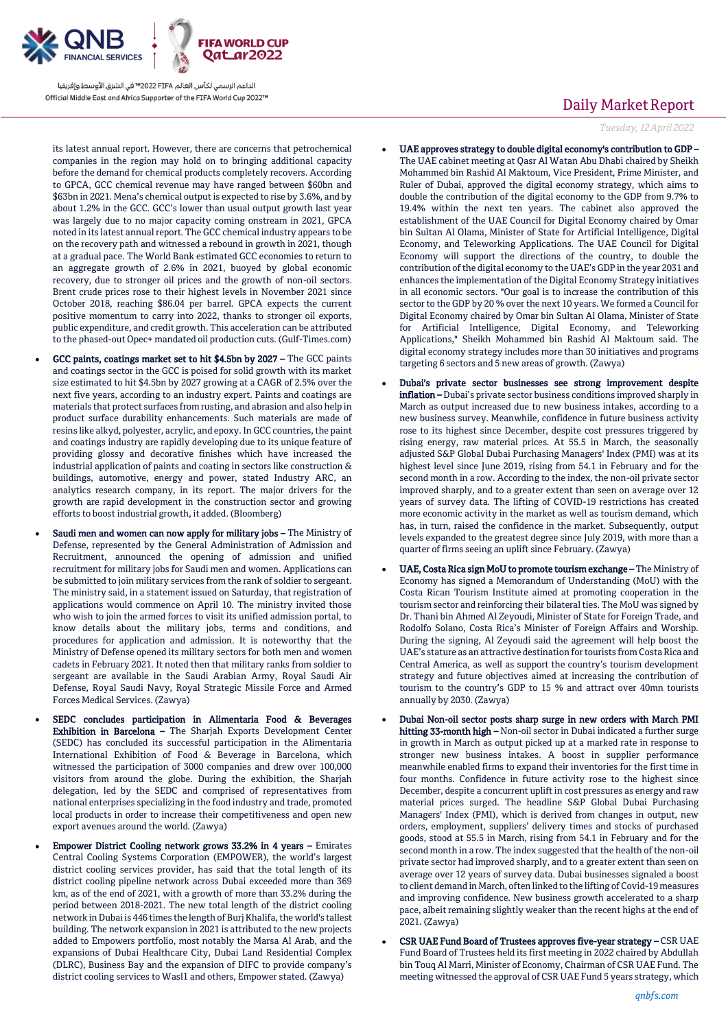its latest annual report. However, there are concerns that petrochemical companies in the region may hold on to bringing additional capacity before the demand for chemical products completely recovers. According to GPCA, GCC chemical revenue may have ranged between $60bn and $63bn in 2021. Mena's chemical output is expected to rise by 3.6%, and by about 1.2% in the GCC. GCC's lower than usual output growth last year was largely due to no major capacity coming onstream in 2021, GPCA noted in its latest annual report. The GCC chemical industry appears to be on the recovery path and witnessed a rebound in growth in 2021, though at a gradual pace. The World Bank estimated GCC economies to return to an aggregate growth of 2.6% in 2021, buoyed by global economic recovery, due to stronger oil prices and the growth of non-oil sectors. Brent crude prices rose to their highest levels in November 2021 since October 2018, reaching $86.04 per barrel. GPCA expects the current positive momentum to carry into 2022, thanks to stronger oil exports, public expenditure, and credit growth. This acceleration can be attributed to the phased-out Opec+ mandated oil production cuts. (Gulf-Times.com)

- **GCC paints, coatings market set to hit $4.5bn by 2027 –** The GCC paints and coatings sector in the GCC is poised for solid growth with its market size estimated to hit $4.5bn by 2027 growing at a CAGR of 2.5% over the next five years, according to an industry expert. Paints and coatings are materials that protect surfaces from rusting, and abrasion and also help in product surface durability enhancements. Such materials are made of resins like alkyd, polyester, acrylic, and epoxy. In GCC countries, the paint and coatings industry are rapidly developing due to its unique feature of providing glossy and decorative finishes which have increased the industrial application of paints and coating in sectors like construction & buildings, automotive, energy and power, stated Industry ARC, an analytics research company, in its report. The major drivers for the growth are rapid development in the construction sector and growing efforts to boost industrial growth, it added. (Bloomberg)

- **Saudi men and women can now apply for military jobs –** The Ministry of Defense, represented by the General Administration of Admission and Recruitment, announced the opening of admission and unified recruitment for military jobs for Saudi men and women. Applications can be submitted to join military services from the rank of soldier to sergeant. The ministry said, in a statement issued on Saturday, that registration of applications would commence on April 10. The ministry invited those who wish to join the armed forces to visit its unified admission portal, to know details about the military jobs, terms and conditions, and procedures for application and admission. It is noteworthy that the Ministry of Defense opened its military sectors for both men and women cadets in February 2021. It noted then that military ranks from soldier to sergeant are available in the Saudi Arabian Army, Royal Saudi Air Defense, Royal Saudi Navy, Royal Strategic Missile Force and Armed Forces Medical Services. (Zawya)

- **SEDC concludes participation in Alimentaria Food & Beverages Exhibition in Barcelona –** The Sharjah Exports Development Center (SEDC) has concluded its successful participation in the Alimentaria International Exhibition of Food & Beverage in Barcelona, which witnessed the participation of 3000 companies and drew over 100,000 visitors from around the globe. During the exhibition, the Sharjah delegation, led by the SEDC and comprised of representatives from national enterprises specializing in the food industry and trade, promoted local products in order to increase their competitiveness and open new export avenues around the world. (Zawya)

- **Empower District Cooling network grows 33.2% in 4 years –** Emirates Central Cooling Systems Corporation (EMPOWER), the world's largest district cooling services provider, has said that the total length of its district cooling pipeline network across Dubai exceeded more than 369 km, as of the end of 2021, with a growth of more than 33.2% during the period between 2018-2021. The new total length of the district cooling network in Dubai is 446 times the length of Burj Khalifa, the world's tallest building. The network expansion in 2021 is attributed to the new projects added to Empowers portfolio, most notably the Marsa Al Arab, and the expansions of Dubai Healthcare City, Dubai Land Residential Complex (DLRC), Business Bay and the expansion of DIFC to provide company's district cooling services to Wasl1 and others, Empower stated. (Zawya)

- **UAE approves strategy to double digital economy's contribution to GDP –** The UAE cabinet meeting at Qasr Al Watan Abu Dhabi chaired by Sheikh Mohammed bin Rashid Al Maktoum, Vice President, Prime Minister, and Ruler of Dubai, approved the digital economy strategy, which aims to double the contribution of the digital economy to the GDP from 9.7% to 19.4% within the next ten years. The cabinet also approved the establishment of the UAE Council for Digital Economy chaired by Omar bin Sultan Al Olama, Minister of State for Artificial Intelligence, Digital Economy, and Teleworking Applications. The UAE Council for Digital Economy will support the directions of the country, to double the contribution of the digital economy to the UAE's GDP in the year 2031 and enhances the implementation of the Digital Economy Strategy initiatives in all economic sectors. "Our goal is to increase the contribution of this sector to the GDP by 20 % over the next 10 years. We formed a Council for Digital Economy chaired by Omar bin Sultan Al Olama, Minister of State for Artificial Intelligence, Digital Economy, and Teleworking Applications," Sheikh Mohammed bin Rashid Al Maktoum said. The digital economy strategy includes more than 30 initiatives and programs targeting 6 sectors and 5 new areas of growth. (Zawya)

- **Dubai's private sector businesses see strong improvement despite inflation –** Dubai's private sector business conditions improved sharply in March as output increased due to new business intakes, according to a new business survey. Meanwhile, confidence in future business activity rose to its highest since December, despite cost pressures triggered by rising energy, raw material prices. At 55.5 in March, the seasonally adjusted S&P Global Dubai Purchasing Managers' Index (PMI) was at its highest level since June 2019, rising from 54.1 in February and for the second month in a row. According to the index, the non-oil private sector improved sharply, and to a greater extent than seen on average over 12 years of survey data. The lifting of COVID-19 restrictions has created more economic activity in the market as well as tourism demand, which has, in turn, raised the confidence in the market. Subsequently, output levels expanded to the greatest degree since July 2019, with more than a quarter of firms seeing an uplift since February. (Zawya)

- **UAE, Costa Rica sign MoU to promote tourism exchange –** The Ministry of Economy has signed a Memorandum of Understanding (MoU) with the Costa Rican Tourism Institute aimed at promoting cooperation in the tourism sector and reinforcing their bilateral ties. The MoU was signed by Dr. Thani bin Ahmed Al Zeyoudi, Minister of State for Foreign Trade, and Rodolfo Solano, Costa Rica's Minister of Foreign Affairs and Worship. During the signing, Al Zeyoudi said the agreement will help boost the UAE's stature as an attractive destination for tourists from Costa Rica and Central America, as well as support the country's tourism development strategy and future objectives aimed at increasing the contribution of tourism to the country's GDP to 15 % and attract over 40mn tourists annually by 2030. (Zawya)

- **Dubai Non-oil sector posts sharp surge in new orders with March PMI hitting 33-month high –** Non-oil sector in Dubai indicated a further surge in growth in March as output picked up at a marked rate in response to stronger new business intakes. A boost in supplier performance meanwhile enabled firms to expand their inventories for the first time in four months. Confidence in future activity rose to the highest since December, despite a concurrent uplift in cost pressures as energy and raw material prices surged. The headline S&P Global Dubai Purchasing Managers' Index (PMI), which is derived from changes in output, new orders, employment, suppliers' delivery times and stocks of purchased goods, stood at 55.5 in March, rising from 54.1 in February and for the second month in a row. The index suggested that the health of the non-oil private sector had improved sharply, and to a greater extent than seen on average over 12 years of survey data. Dubai businesses signaled a boost to client demand in March, often linked to the lifting of Covid-19 measures and improving confidence. New business growth accelerated to a sharp pace, albeit remaining slightly weaker than the recent highs at the end of 2021. (Zawya)

- **CSR UAE Fund Board of Trustees approves five-year strategy –** CSR UAE Fund Board of Trustees held its first meeting in 2022 chaired by Abdullah bin Touq Al Marri, Minister of Economy, Chairman of CSR UAE Fund. The meeting witnessed the approval of CSR UAE Fund 5 years strategy, which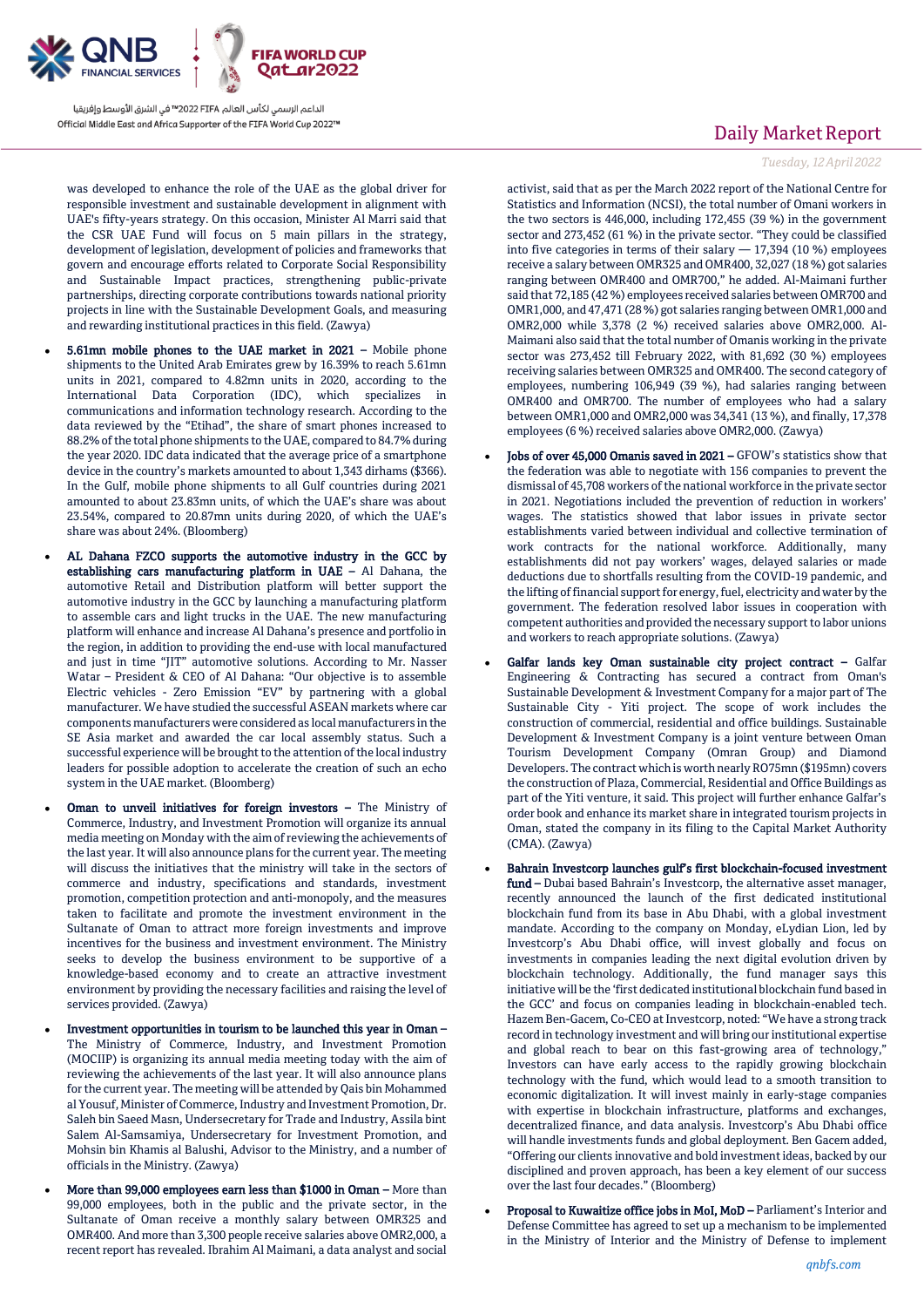was developed to enhance the role of the UAE as the global driver for responsible investment and sustainable development in alignment with UAE's fifty-years strategy. On this occasion, Minister Al Marri said that the CSR UAE Fund will focus on 5 main pillars in the strategy, development of legislation, development of policies and frameworks that govern and encourage efforts related to Corporate Social Responsibility and Sustainable Impact practices, strengthening public-private partnerships, directing corporate contributions towards national priority projects in line with the Sustainable Development Goals, and measuring and rewarding institutional practices in this field. (Zawya)

- **5.61mn mobile phones to the UAE market in 2021 –** Mobile phone shipments to the United Arab Emirates grew by 16.39% to reach 5.61mn units in 2021, compared to 4.82mn units in 2020, according to the International Data Corporation (IDC), which specializes in communications and information technology research. According to the data reviewed by the "Etihad", the share of smart phones increased to 88.2% of the total phone shipments to the UAE, compared to 84.7% during the year 2020. IDC data indicated that the average price of a smartphone device in the country's markets amounted to about 1,343 dirhams ($366). In the Gulf, mobile phone shipments to all Gulf countries during 2021 amounted to about 23.83mn units, of which the UAE's share was about 23.54%, compared to 20.87mn units during 2020, of which the UAE's share was about 24%. (Bloomberg)
- **AL Dahana FZCO supports the automotive industry in the GCC by establishing cars manufacturing platform in UAE –** Al Dahana, the automotive Retail and Distribution platform will better support the automotive industry in the GCC by launching a manufacturing platform to assemble cars and light trucks in the UAE. The new manufacturing platform will enhance and increase Al Dahana's presence and portfolio in the region, in addition to providing the end-use with local manufactured and just in time "JIT" automotive solutions. According to Mr. Nasser Watar – President & CEO of Al Dahana: "Our objective is to assemble Electric vehicles - Zero Emission "EV" by partnering with a global manufacturer. We have studied the successful ASEAN markets where car components manufacturers were considered as local manufacturers in the SE Asia market and awarded the car local assembly status. Such a successful experience will be brought to the attention of the local industry leaders for possible adoption to accelerate the creation of such an echo system in the UAE market. (Bloomberg)
- **Oman to unveil initiatives for foreign investors –** The Ministry of Commerce, Industry, and Investment Promotion will organize its annual media meeting on Monday with the aim of reviewing the achievements of the last year. It will also announce plans for the current year. The meeting will discuss the initiatives that the ministry will take in the sectors of commerce and industry, specifications and standards, investment promotion, competition protection and anti-monopoly, and the measures taken to facilitate and promote the investment environment in the Sultanate of Oman to attract more foreign investments and improve incentives for the business and investment environment. The Ministry seeks to develop the business environment to be supportive of a knowledge-based economy and to create an attractive investment environment by providing the necessary facilities and raising the level of services provided. (Zawya)
- **Investment opportunities in tourism to be launched this year in Oman –** The Ministry of Commerce, Industry, and Investment Promotion (MOCIIP) is organizing its annual media meeting today with the aim of reviewing the achievements of the last year. It will also announce plans for the current year. The meeting will be attended by Qais bin Mohammed al Yousuf, Minister of Commerce, Industry and Investment Promotion, Dr. Saleh bin Saeed Masn, Undersecretary for Trade and Industry, Assila bint Salem Al-Samsamiya, Undersecretary for Investment Promotion, and Mohsin bin Khamis al Balushi, Advisor to the Ministry, and a number of officials in the Ministry. (Zawya)
- **More than 99,000 employees earn less than $1000 in Oman –** More than 99,000 employees, both in the public and the private sector, in the Sultanate of Oman receive a monthly salary between OMR325 and OMR400. And more than 3,300 people receive salaries above OMR2,000, a recent report has revealed. Ibrahim Al Maimani, a data analyst and social activist, said that as per the March 2022 report of the National Centre for Statistics and Information (NCSI), the total number of Omani workers in the two sectors is 446,000, including 172,455 (39 %) in the government sector and 273,452 (61 %) in the private sector. "They could be classified into five categories in terms of their salary — 17,394 (10 %) employees receive a salary between OMR325 and OMR400, 32,027 (18 %) got salaries ranging between OMR400 and OMR700," he added. Al-Maimani further said that 72,185 (42 %) employees received salaries between OMR700 and OMR1,000, and 47,471 (28 %) got salaries ranging between OMR1,000 and OMR2,000 while 3,378 (2 %) received salaries above OMR2,000. Al-Maimani also said that the total number of Omanis working in the private sector was 273,452 till February 2022, with 81,692 (30 %) employees receiving salaries between OMR325 and OMR400. The second category of employees, numbering 106,949 (39 %), had salaries ranging between OMR400 and OMR700. The number of employees who had a salary between OMR1,000 and OMR2,000 was 34,341 (13 %), and finally, 17,378 employees (6 %) received salaries above OMR2,000. (Zawya)
- **Jobs of over 45,000 Omanis saved in 2021 –** GFOW's statistics show that the federation was able to negotiate with 156 companies to prevent the dismissal of 45,708 workers of the national workforce in the private sector in 2021. Negotiations included the prevention of reduction in workers' wages. The statistics showed that labor issues in private sector establishments varied between individual and collective termination of work contracts for the national workforce. Additionally, many establishments did not pay workers' wages, delayed salaries or made deductions due to shortfalls resulting from the COVID-19 pandemic, and the lifting of financial support for energy, fuel, electricity and water by the government. The federation resolved labor issues in cooperation with competent authorities and provided the necessary support to labor unions and workers to reach appropriate solutions. (Zawya)
- **Galfar lands key Oman sustainable city project contract –** Galfar Engineering & Contracting has secured a contract from Oman's Sustainable Development & Investment Company for a major part of The Sustainable City - Yiti project. The scope of work includes the construction of commercial, residential and office buildings. Sustainable Development & Investment Company is a joint venture between Oman Tourism Development Company (Omran Group) and Diamond Developers. The contract which is worth nearly RO75mn ($195mn) covers the construction of Plaza, Commercial, Residential and Office Buildings as part of the Yiti venture, it said. This project will further enhance Galfar's order book and enhance its market share in integrated tourism projects in Oman, stated the company in its filing to the Capital Market Authority (CMA). (Zawya)
- **Bahrain Investcorp launches gulf's first blockchain-focused investment fund –** Dubai based Bahrain's Investcorp, the alternative asset manager, recently announced the launch of the first dedicated institutional blockchain fund from its base in Abu Dhabi, with a global investment mandate. According to the company on Monday, eLydian Lion, led by Investcorp's Abu Dhabi office, will invest globally and focus on investments in companies leading the next digital evolution driven by blockchain technology. Additionally, the fund manager says this initiative will be the 'first dedicated institutional blockchain fund based in the GCC' and focus on companies leading in blockchain-enabled tech. Hazem Ben-Gacem, Co-CEO at Investcorp, noted: "We have a strong track record in technology investment and will bring our institutional expertise and global reach to bear on this fast-growing area of technology," Investors can have early access to the rapidly growing blockchain technology with the fund, which would lead to a smooth transition to economic digitalization. It will invest mainly in early-stage companies with expertise in blockchain infrastructure, platforms and exchanges, decentralized finance, and data analysis. Investcorp's Abu Dhabi office will handle investments funds and global deployment. Ben Gacem added, "Offering our clients innovative and bold investment ideas, backed by our disciplined and proven approach, has been a key element of our success over the last four decades." (Bloomberg)
- **Proposal to Kuwaitize office jobs in MoI, MoD –** Parliament's Interior and Defense Committee has agreed to set up a mechanism to be implemented in the Ministry of Interior and the Ministry of Defense to implement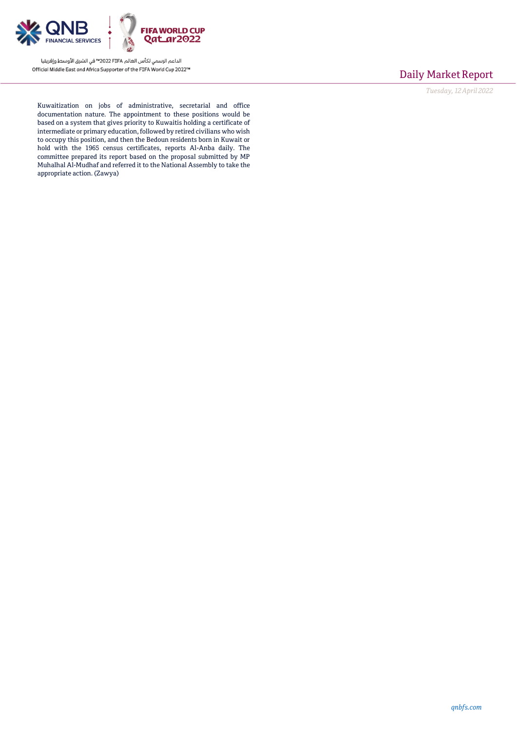Kuwaitization on jobs of administrative, secretarial and office documentation nature. The appointment to these positions would be based on a system that gives priority to Kuwaitis holding a certificate of intermediate or primary education, followed by retired civilians who wish to occupy this position, and then the Bedoun residents born in Kuwait or hold with the 1965 census certificates, reports Al-Anba daily. The committee prepared its report based on the proposal submitted by MP Muhalhal Al-Mudhaf and referred it to the National Assembly to take the appropriate action. (Zawya)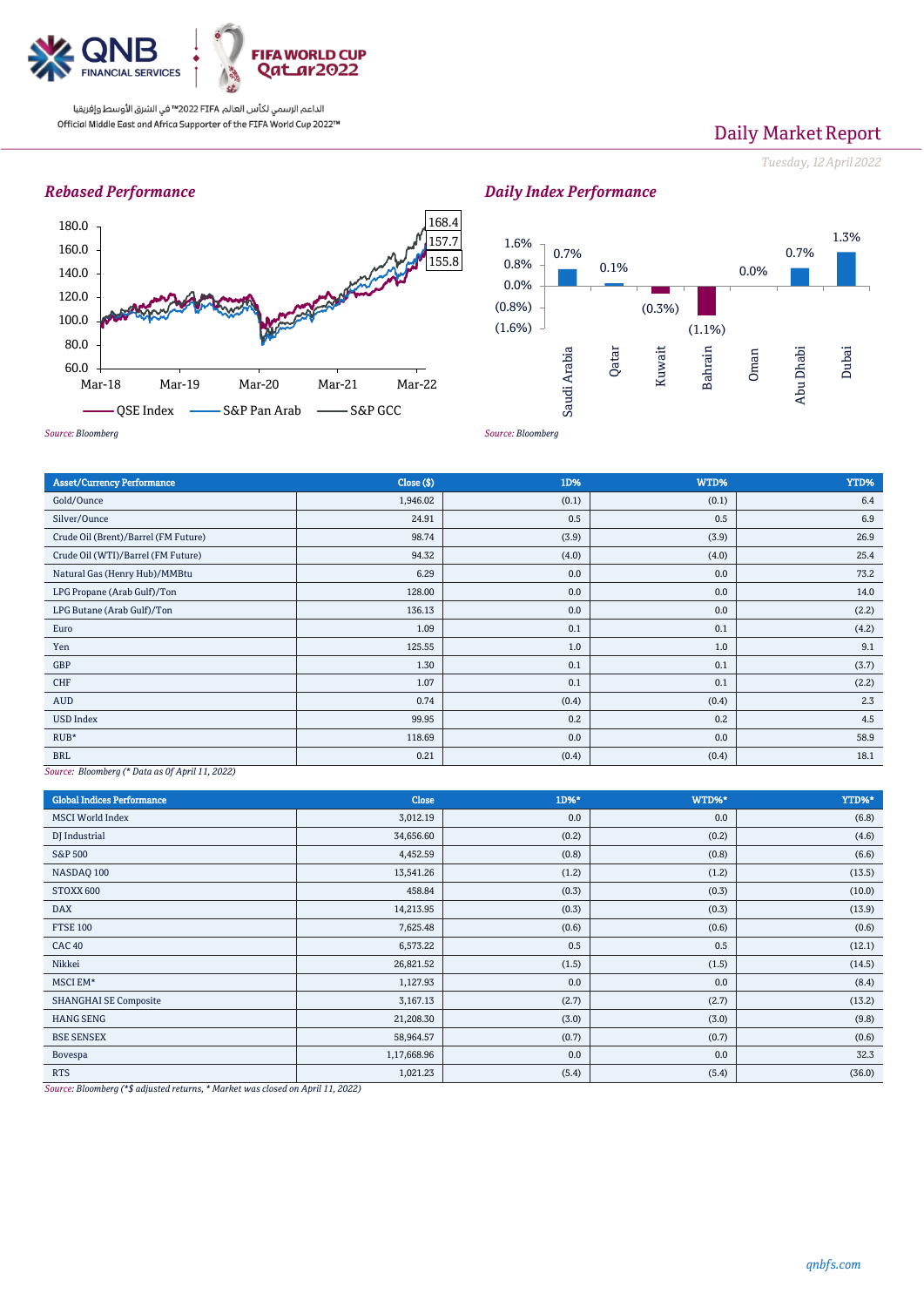# Daily Market Report

*Tuesday, 12 April 2022*

### Rebased Performance

Chart series: QSE Index, S&P Pan Arab, S&P GCC (Mar-18 to Mar-22); end values 168.4, 157.7, 155.8

*Source: Bloomberg*

### Daily Index Performance

| Market | Change |
|---|---|
| Saudi Arabia | 0.7% |
| Qatar | 0.1% |
| Kuwait | (0.3%) |
| Bahrain | (1.1%) |
| Oman | 0.0% |
| Abu Dhabi | 0.7% |
| Dubai | 1.3% |

*Source: Bloomberg*

| Asset/Currency Performance | Close ($) | 1D% | WTD% | YTD% |
|---|---|---|---|---|
| Gold/Ounce | 1,946.02 | (0.1) | (0.1) | 6.4 |
| Silver/Ounce | 24.91 | 0.5 | 0.5 | 6.9 |
| Crude Oil (Brent)/Barrel (FM Future) | 98.74 | (3.9) | (3.9) | 26.9 |
| Crude Oil (WTI)/Barrel (FM Future) | 94.32 | (4.0) | (4.0) | 25.4 |
| Natural Gas (Henry Hub)/MMBtu | 6.29 | 0.0 | 0.0 | 73.2 |
| LPG Propane (Arab Gulf)/Ton | 128.00 | 0.0 | 0.0 | 14.0 |
| LPG Butane (Arab Gulf)/Ton | 136.13 | 0.0 | 0.0 | (2.2) |
| Euro | 1.09 | 0.1 | 0.1 | (4.2) |
| Yen | 125.55 | 1.0 | 1.0 | 9.1 |
| GBP | 1.30 | 0.1 | 0.1 | (3.7) |
| CHF | 1.07 | 0.1 | 0.1 | (2.2) |
| AUD | 0.74 | (0.4) | (0.4) | 2.3 |
| USD Index | 99.95 | 0.2 | 0.2 | 4.5 |
| RUB* | 118.69 | 0.0 | 0.0 | 58.9 |
| BRL | 0.21 | (0.4) | (0.4) | 18.1 |

*Source: Bloomberg (* Data as 0f April 11, 2022)*

| Global Indices Performance | Close | 1D%* | WTD%* | YTD%* |
|---|---|---|---|---|
| MSCI World Index | 3,012.19 | 0.0 | 0.0 | (6.8) |
| DJ Industrial | 34,656.60 | (0.2) | (0.2) | (4.6) |
| S&P 500 | 4,452.59 | (0.8) | (0.8) | (6.6) |
| NASDAQ 100 | 13,541.26 | (1.2) | (1.2) | (13.5) |
| STOXX 600 | 458.84 | (0.3) | (0.3) | (10.0) |
| DAX | 14,213.95 | (0.3) | (0.3) | (13.9) |
| FTSE 100 | 7,625.48 | (0.6) | (0.6) | (0.6) |
| CAC 40 | 6,573.22 | 0.5 | 0.5 | (12.1) |
| Nikkei | 26,821.52 | (1.5) | (1.5) | (14.5) |
| MSCI EM* | 1,127.93 | 0.0 | 0.0 | (8.4) |
| SHANGHAI SE Composite | 3,167.13 | (2.7) | (2.7) | (13.2) |
| HANG SENG | 21,208.30 | (3.0) | (3.0) | (9.8) |
| BSE SENSEX | 58,964.57 | (0.7) | (0.7) | (0.6) |
| Bovespa | 1,17,668.96 | 0.0 | 0.0 | 32.3 |
| RTS | 1,021.23 | (5.4) | (5.4) | (36.0) |

*Source: Bloomberg (*$ adjusted returns, * Market was closed on April 11, 2022)*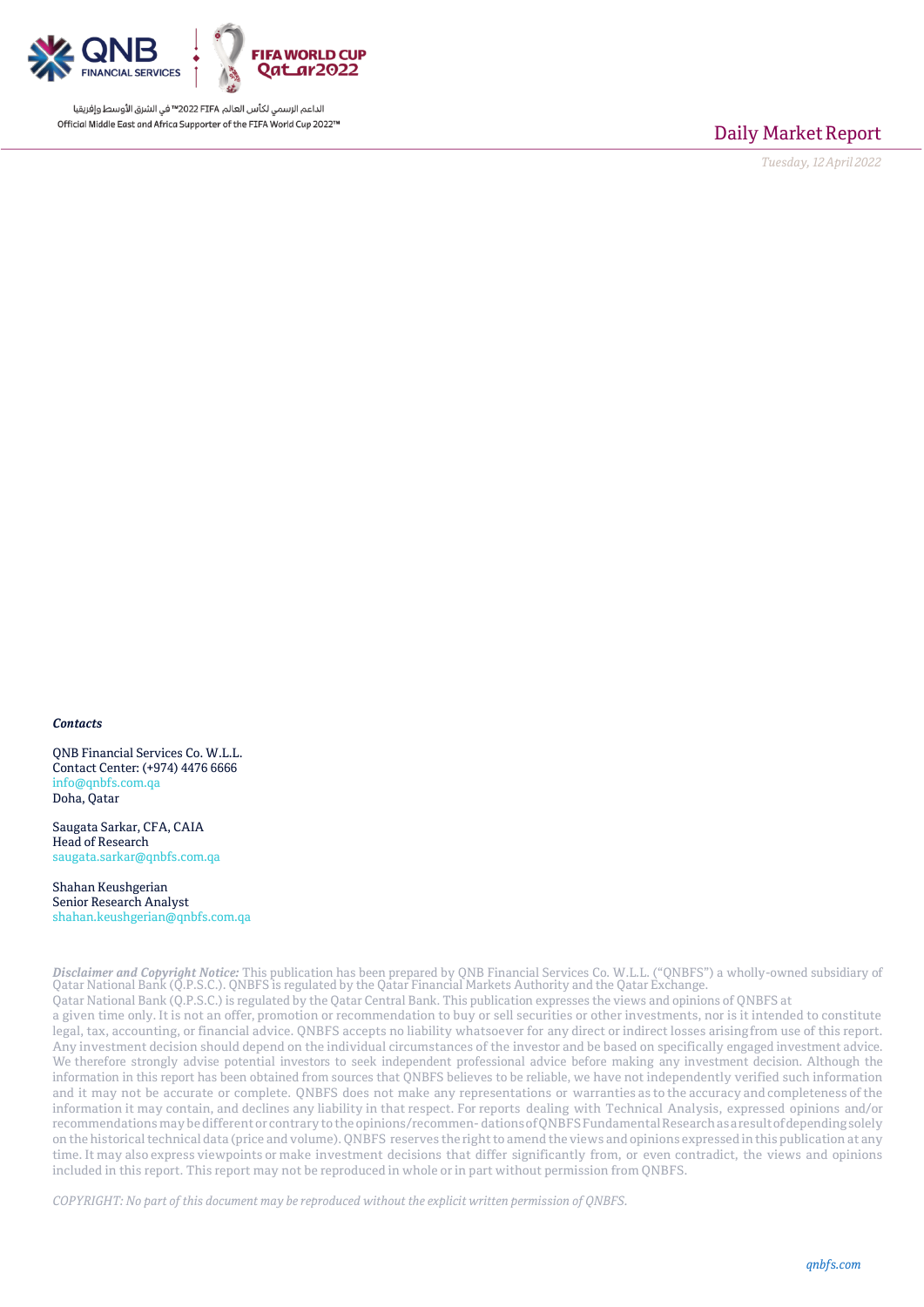الداعم الرسمي لكأس العالم FIFA 2022™ في الشرق الأوسط وإفريقيا
Official Middle East and Africa Supporter of the FIFA World Cup 2022™

Daily Market Report

*Tuesday, 12 April 2022*

***Contacts***

QNB Financial Services Co. W.L.L.
Contact Center: (+974) 4476 6666
info@qnbfs.com.qa
Doha, Qatar

Saugata Sarkar, CFA, CAIA
Head of Research
saugata.sarkar@qnbfs.com.qa

Shahan Keushgerian
Senior Research Analyst
shahan.keushgerian@qnbfs.com.qa

***Disclaimer and Copyright Notice:*** This publication has been prepared by QNB Financial Services Co. W.L.L. ("QNBFS") a wholly-owned subsidiary of Qatar National Bank (Q.P.S.C.). QNBFS is regulated by the Qatar Financial Markets Authority and the Qatar Exchange. Qatar National Bank (Q.P.S.C.) is regulated by the Qatar Central Bank. This publication expresses the views and opinions of QNBFS at a given time only. It is not an offer, promotion or recommendation to buy or sell securities or other investments, nor is it intended to constitute legal, tax, accounting, or financial advice. QNBFS accepts no liability whatsoever for any direct or indirect losses arising from use of this report. Any investment decision should depend on the individual circumstances of the investor and be based on specifically engaged investment advice. We therefore strongly advise potential investors to seek independent professional advice before making any investment decision. Although the information in this report has been obtained from sources that QNBFS believes to be reliable, we have not independently verified such information and it may not be accurate or complete. QNBFS does not make any representations or warranties as to the accuracy and completeness of the information it may contain, and declines any liability in that respect. For reports dealing with Technical Analysis, expressed opinions and/or recommendations may be different or contrary to the opinions/recommen- dations of QNBFS Fundamental Research as a result of depending solely on the historical technical data (price and volume). QNBFS reserves the right to amend the views and opinions expressed in this publication at any time. It may also express viewpoints or make investment decisions that differ significantly from, or even contradict, the views and opinions included in this report. This report may not be reproduced in whole or in part without permission from QNBFS.

*COPYRIGHT: No part of this document may be reproduced without the explicit written permission of QNBFS.*

*qnbfs.com*